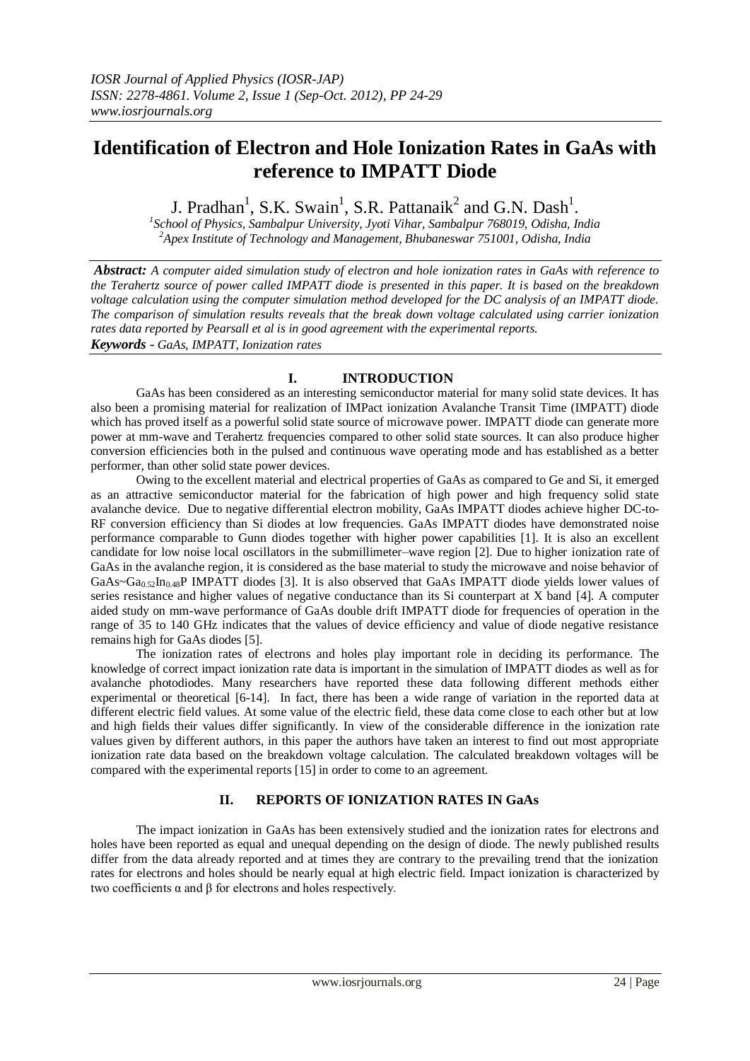# Identification of Electron and Hole Ionization Rates in GaAs with reference to IMPATT Diode

J. Pradhan[1], S.K. Swain[1], S.R. Pattanaik[2] and G.N. Dash[1].

[1]*School of Physics, Sambalpur University, Jyoti Vihar, Sambalpur 768019, Odisha, India*
[2]*Apex Institute of Technology and Management, Bhubaneswar 751001, Odisha, India*

***Abstract:*** *A computer aided simulation study of electron and hole ionization rates in GaAs with reference to the Terahertz source of power called IMPATT diode is presented in this paper. It is based on the breakdown voltage calculation using the computer simulation method developed for the DC analysis of an IMPATT diode. The comparison of simulation results reveals that the break down voltage calculated using carrier ionization rates data reported by Pearsall et al is in good agreement with the experimental reports.*

***Keywords** - GaAs, IMPATT, Ionization rates*

## I. INTRODUCTION

GaAs has been considered as an interesting semiconductor material for many solid state devices. It has also been a promising material for realization of IMPact ionization Avalanche Transit Time (IMPATT) diode which has proved itself as a powerful solid state source of microwave power. IMPATT diode can generate more power at mm-wave and Terahertz frequencies compared to other solid state sources. It can also produce higher conversion efficiencies both in the pulsed and continuous wave operating mode and has established as a better performer, than other solid state power devices.

Owing to the excellent material and electrical properties of GaAs as compared to Ge and Si, it emerged as an attractive semiconductor material for the fabrication of high power and high frequency solid state avalanche device. Due to negative differential electron mobility, GaAs IMPATT diodes achieve higher DC-to-RF conversion efficiency than Si diodes at low frequencies. GaAs IMPATT diodes have demonstrated noise performance comparable to Gunn diodes together with higher power capabilities [1]. It is also an excellent candidate for low noise local oscillators in the submillimeter–wave region [2]. Due to higher ionization rate of GaAs in the avalanche region, it is considered as the base material to study the microwave and noise behavior of $GaAs{\sim}Ga_{0.52}In_{0.48}P$ IMPATT diodes [3]. It is also observed that GaAs IMPATT diode yields lower values of series resistance and higher values of negative conductance than its Si counterpart at X band [4]. A computer aided study on mm-wave performance of GaAs double drift IMPATT diode for frequencies of operation in the range of 35 to 140 GHz indicates that the values of device efficiency and value of diode negative resistance remains high for GaAs diodes [5].

The ionization rates of electrons and holes play important role in deciding its performance. The knowledge of correct impact ionization rate data is important in the simulation of IMPATT diodes as well as for avalanche photodiodes. Many researchers have reported these data following different methods either experimental or theoretical [6-14]. In fact, there has been a wide range of variation in the reported data at different electric field values. At some value of the electric field, these data come close to each other but at low and high fields their values differ significantly. In view of the considerable difference in the ionization rate values given by different authors, in this paper the authors have taken an interest to find out most appropriate ionization rate data based on the breakdown voltage calculation. The calculated breakdown voltages will be compared with the experimental reports [15] in order to come to an agreement.

## II. REPORTS OF IONIZATION RATES IN GaAs

The impact ionization in GaAs has been extensively studied and the ionization rates for electrons and holes have been reported as equal and unequal depending on the design of diode. The newly published results differ from the data already reported and at times they are contrary to the prevailing trend that the ionization rates for electrons and holes should be nearly equal at high electric field. Impact ionization is characterized by two coefficients $\alpha$ and $\beta$ for electrons and holes respectively.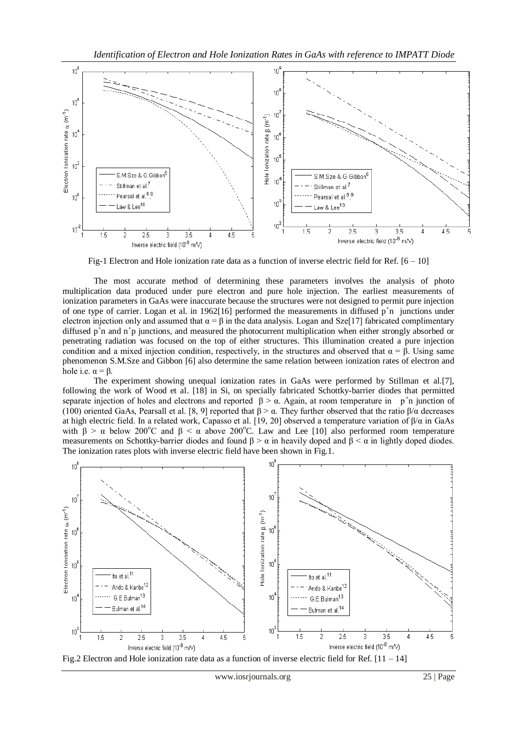Fig-1 Electron and Hole ionization rate data as a function of inverse electric field for Ref. [6 – 10]

The most accurate method of determining these parameters involves the analysis of photo multiplication data produced under pure electron and pure hole injection. The earliest measurements of ionization parameters in GaAs were inaccurate because the structures were not designed to permit pure injection of one type of carrier. Logan et al. in 1962[16] performed the measurements in diffused $p^+n$ junctions under electron injection only and assumed that $\alpha = \beta$ in the data analysis. Logan and Sze[17] fabricated complimentary diffused $p^+n$ and $n^+p$ junctions, and measured the photocurrent multiplication when either strongly absorbed or penetrating radiation was focused on the top of either structures. This illumination created a pure injection condition and a mixed injection condition, respectively, in the structures and observed that $\alpha = \beta$. Using same phenomenon S.M.Sze and Gibbon [6] also determine the same relation between ionization rates of electron and hole i.e. $\alpha = \beta$.

The experiment showing unequal ionization rates in GaAs were performed by Stillman et al.[7], following the work of Wood et al. [18] in Si, on specially fabricated Schottky-barrier diodes that permitted separate injection of holes and electrons and reported $\beta > \alpha$. Again, at room temperature in $p^+n$ junction of (100) oriented GaAs, Pearsall et al. [8, 9] reported that $\beta > \alpha$. They further observed that the ratio $\beta/\alpha$ decreases at high electric field. In a related work, Capasso et al. [19, 20] observed a temperature variation of $\beta/\alpha$ in GaAs with $\beta > \alpha$ below 200°C and $\beta < \alpha$ above 200°C. Law and Lee [10] also performed room temperature measurements on Schottky-barrier diodes and found $\beta > \alpha$ in heavily doped and $\beta < \alpha$ in lightly doped diodes. The ionization rates plots with inverse electric field have been shown in Fig.1.

Fig.2 Electron and Hole ionization rate data as a function of inverse electric field for Ref. [11 – 14]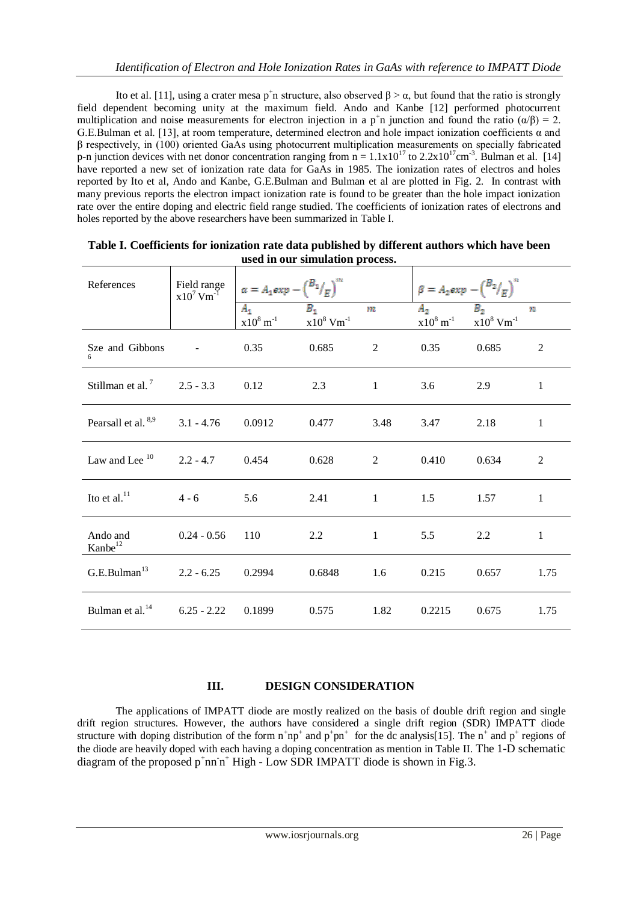Ito et al. [11], using a crater mesa $p^+n$ structure, also observed $\beta > \alpha$, but found that the ratio is strongly field dependent becoming unity at the maximum field. Ando and Kanbe [12] performed photocurrent multiplication and noise measurements for electron injection in a $p^+n$ junction and found the ratio $(\alpha/\beta) = 2$. G.E.Bulman et al. [13], at room temperature, determined electron and hole impact ionization coefficients α and β respectively, in (100) oriented GaAs using photocurrent multiplication measurements on specially fabricated p-n junction devices with net donor concentration ranging from $n = 1.1x10^{17}$ to $2.2x10^{17} cm^{-3}$. Bulman et al. [14] have reported a new set of ionization rate data for GaAs in 1985. The ionization rates of electros and holes reported by Ito et al, Ando and Kanbe, G.E.Bulman and Bulman et al are plotted in Fig. 2. In contrast with many previous reports the electron impact ionization rate is found to be greater than the hole impact ionization rate over the entire doping and electric field range studied. The coefficients of ionization rates of electrons and holes reported by the above researchers have been summarized in Table I.

**Table I. Coefficients for ionization rate data published by different authors which have been used in our simulation process.**

| References | Field range $x10^7 Vm^{-1}$ | $\alpha = A_1 exp - \left(\frac{B_1}{E}\right)^m$ | | | $\beta = A_2 exp - \left(\frac{B_2}{E}\right)^n$ | | |
|---|---|---|---|---|---|---|---|
| | | $A_1$ $x10^8 m^{-1}$ | $B_1$ $x10^8 Vm^{-1}$ | $m$ | $A_2$ $x10^8 m^{-1}$ | $B_2$ $x10^8 Vm^{-1}$ | $n$ |
| Sze and Gibbons [6] | - | 0.35 | 0.685 | 2 | 0.35 | 0.685 | 2 |
| Stillman et al. [7] | 2.5 - 3.3 | 0.12 | 2.3 | 1 | 3.6 | 2.9 | 1 |
| Pearsall et al. [8,9] | 3.1 - 4.76 | 0.0912 | 0.477 | 3.48 | 3.47 | 2.18 | 1 |
| Law and Lee [10] | 2.2 - 4.7 | 0.454 | 0.628 | 2 | 0.410 | 0.634 | 2 |
| Ito et al.[11] | 4 - 6 | 5.6 | 2.41 | 1 | 1.5 | 1.57 | 1 |
| Ando and Kanbe[12] | 0.24 - 0.56 | 110 | 2.2 | 1 | 5.5 | 2.2 | 1 |
| G.E.Bulman[13] | 2.2 - 6.25 | 0.2994 | 0.6848 | 1.6 | 0.215 | 0.657 | 1.75 |
| Bulman et al.[14] | 6.25 - 2.22 | 0.1899 | 0.575 | 1.82 | 0.2215 | 0.675 | 1.75 |

## III. DESIGN CONSIDERATION

The applications of IMPATT diode are mostly realized on the basis of double drift region and single drift region structures. However, the authors have considered a single drift region (SDR) IMPATT diode structure with doping distribution of the form $n^+np^+$ and $p^+pn^+$ for the dc analysis[15]. The $n^+$ and $p^+$ regions of the diode are heavily doped with each having a doping concentration as mention in Table II. The 1-D schematic diagram of the proposed $p^+nn^-n^+$ High - Low SDR IMPATT diode is shown in Fig.3.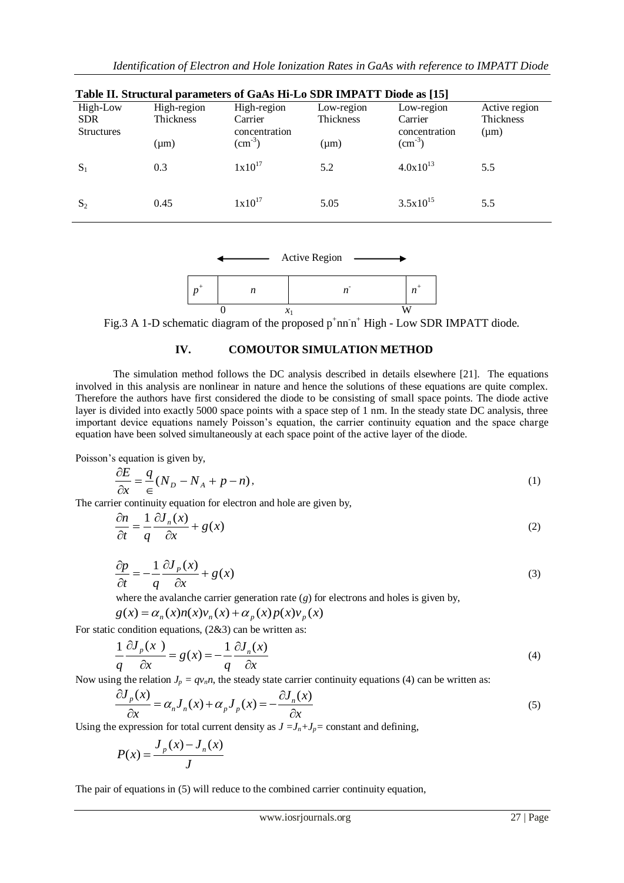**Table II. Structural parameters of GaAs Hi-Lo SDR IMPATT Diode as [15]**

| High-Low SDR Structures | High-region Thickness (μm) | High-region Carrier concentration ($cm^{-3}$) | Low-region Thickness (μm) | Low-region Carrier concentration ($cm^{-3}$) | Active region Thickness (μm) |
|---|---|---|---|---|---|
| $S_1$ | 0.3 | $1x10^{17}$ | 5.2 | $4.0x10^{13}$ | 5.5 |
| $S_2$ | 0.45 | $1x10^{17}$ | 5.05 | $3.5x10^{15}$ | 5.5 |

| $p^+$ | $n$ | $n^-$ | $n^+$ |
|---|---|---|---|

Active Region; 0, $x_1$, W

Fig.3 A 1-D schematic diagram of the proposed $p^+nn^-n^+$ High - Low SDR IMPATT diode.

## IV. COMOUTOR SIMULATION METHOD

The simulation method follows the DC analysis described in details elsewhere [21]. The equations involved in this analysis are nonlinear in nature and hence the solutions of these equations are quite complex. Therefore the authors have first considered the diode to be consisting of small space points. The diode active layer is divided into exactly 5000 space points with a space step of 1 nm. In the steady state DC analysis, three important device equations namely Poisson's equation, the carrier continuity equation and the space charge equation have been solved simultaneously at each space point of the active layer of the diode.

Poisson's equation is given by,

$$\frac{\partial E}{\partial x} = \frac{q}{\in}(N_D - N_A + p - n), \tag{1}$$

The carrier continuity equation for electron and hole are given by,

$$\frac{\partial n}{\partial t} = \frac{1}{q}\frac{\partial J_n(x)}{\partial x} + g(x) \tag{2}$$

$$\frac{\partial p}{\partial t} = -\frac{1}{q}\frac{\partial J_P(x)}{\partial x} + g(x) \tag{3}$$

where the avalanche carrier generation rate ($g$) for electrons and holes is given by,

$$g(x) = \alpha_n(x)n(x)v_n(x) + \alpha_p(x)p(x)v_p(x)$$

For static condition equations, (2&3) can be written as:

$$\frac{1}{q}\frac{\partial J_p(x)}{\partial x} = g(x) = -\frac{1}{q}\frac{\partial J_n(x)}{\partial x} \tag{4}$$

Now using the relation $J_p = qv_nn$, the steady state carrier continuity equations (4) can be written as:

$$\frac{\partial J_p(x)}{\partial x} = \alpha_n J_n(x) + \alpha_p J_p(x) = -\frac{\partial J_n(x)}{\partial x} \tag{5}$$

Using the expression for total current density as $J = J_n + J_p =$ constant and defining,

$$P(x) = \frac{J_p(x) - J_n(x)}{J}$$

The pair of equations in (5) will reduce to the combined carrier continuity equation,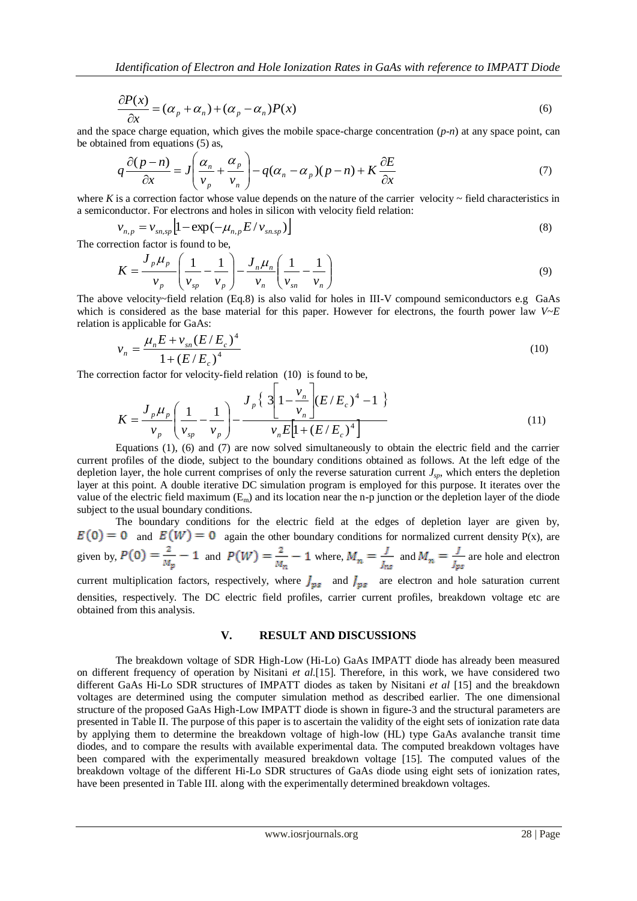$$\frac{\partial P(x)}{\partial x} = (\alpha_p + \alpha_n) + (\alpha_p - \alpha_n)P(x) \tag{6}$$

and the space charge equation, which gives the mobile space-charge concentration (*p-n*) at any space point, can be obtained from equations (5) as,

$$q\frac{\partial (p-n)}{\partial x} = J\left(\frac{\alpha_n}{v_p} + \frac{\alpha_p}{v_n}\right) - q(\alpha_n - \alpha_p)(p-n) + K\frac{\partial E}{\partial x} \tag{7}$$

where *K* is a correction factor whose value depends on the nature of the carrier velocity ~ field characteristics in a semiconductor. For electrons and holes in silicon with velocity field relation:

$$v_{n,p} = v_{sn,sp}\left[1 - \exp(-\mu_{n,p}E / v_{sn.sp})\right] \tag{8}$$

The correction factor is found to be,

$$K = \frac{J_p \mu_p}{v_p}\left(\frac{1}{v_{sp}} - \frac{1}{v_p}\right) - \frac{J_n \mu_n}{v_n}\left(\frac{1}{v_{sn}} - \frac{1}{v_n}\right) \tag{9}$$

The above velocity~field relation (Eq.8) is also valid for holes in III-V compound semiconductors e.g GaAs which is considered as the base material for this paper. However for electrons, the fourth power law *V~E* relation is applicable for GaAs:

$$v_n = \frac{\mu_n E + v_{sn}(E/E_c)^4}{1 + (E/E_c)^4} \tag{10}$$

The correction factor for velocity-field relation (10) is found to be,

$$K = \frac{J_p \mu_p}{v_p}\left(\frac{1}{v_{sp}} - \frac{1}{v_p}\right) - \frac{J_p\left\{\,3\left[1 - \frac{v_n}{v_n}\right](E/E_c)^4 - 1\,\right\}}{v_n E\left[1 + (E/E_c)^4\right]} \tag{11}$$

Equations (1), (6) and (7) are now solved simultaneously to obtain the electric field and the carrier current profiles of the diode, subject to the boundary conditions obtained as follows. At the left edge of the depletion layer, the hole current comprises of only the reverse saturation current $J_{sp}$, which enters the depletion layer at this point. A double iterative DC simulation program is employed for this purpose. It iterates over the value of the electric field maximum ($E_m$) and its location near the n-p junction or the depletion layer of the diode subject to the usual boundary conditions.

The boundary conditions for the electric field at the edges of depletion layer are given by, $E(0) = 0$ and $E(W) = 0$ again the other boundary conditions for normalized current density P(x), are given by, $P(0) = \frac{2}{M_p} - 1$ and $P(W) = \frac{2}{M_n} - 1$ where, $M_n = \frac{J}{J_{ns}}$ and $M_n = \frac{J}{J_{ps}}$ are hole and electron current multiplication factors, respectively, where $J_{ps}$ and $J_{ps}$ are electron and hole saturation current densities, respectively. The DC electric field profiles, carrier current profiles, breakdown voltage etc are obtained from this analysis.

## V. RESULT AND DISCUSSIONS

The breakdown voltage of SDR High-Low (Hi-Lo) GaAs IMPATT diode has already been measured on different frequency of operation by Nisitani *et al.*[15]. Therefore, in this work, we have considered two different GaAs Hi-Lo SDR structures of IMPATT diodes as taken by Nisitani *et al* [15] and the breakdown voltages are determined using the computer simulation method as described earlier. The one dimensional structure of the proposed GaAs High-Low IMPATT diode is shown in figure-3 and the structural parameters are presented in Table II. The purpose of this paper is to ascertain the validity of the eight sets of ionization rate data by applying them to determine the breakdown voltage of high-low (HL) type GaAs avalanche transit time diodes, and to compare the results with available experimental data. The computed breakdown voltages have been compared with the experimentally measured breakdown voltage [15]. The computed values of the breakdown voltage of the different Hi-Lo SDR structures of GaAs diode using eight sets of ionization rates, have been presented in Table III. along with the experimentally determined breakdown voltages.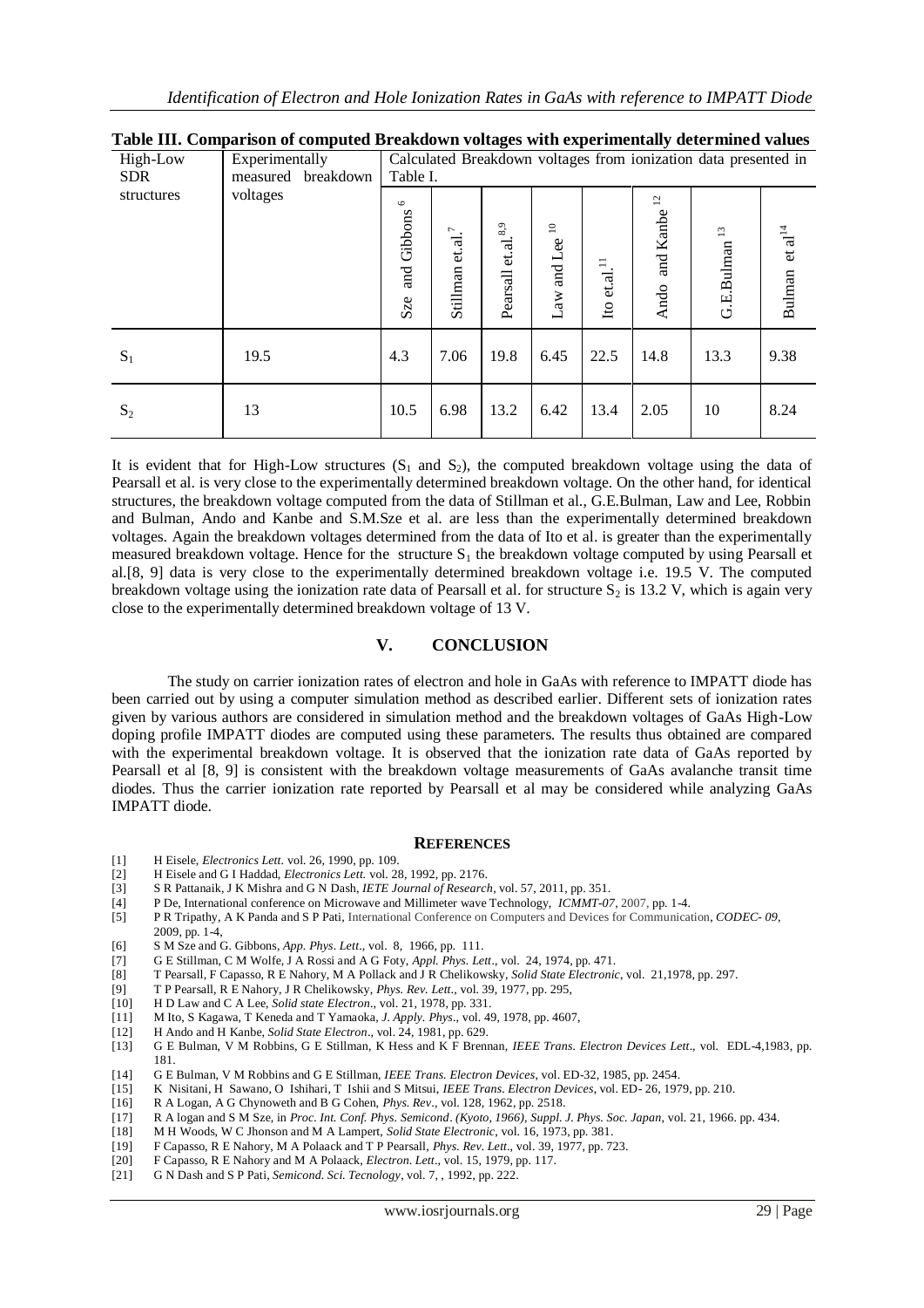**Table III. Comparison of computed Breakdown voltages with experimentally determined values**

| High-Low SDR structures | Experimentally measured breakdown voltages | Calculated Breakdown voltages from ionization data presented in Table I. | | | | | | | |
|---|---|---|---|---|---|---|---|---|---|
| | | Sze and Gibbons [6] | Stillman et.al.[7] | Pearsall et.al.[8,9] | Law and Lee [10] | Ito et.al.[11] | Ando and Kanbe [12] | G.E.Bulman [13] | Bulman et al[14] |
| $S_1$ | 19.5 | 4.3 | 7.06 | 19.8 | 6.45 | 22.5 | 14.8 | 13.3 | 9.38 |
| $S_2$ | 13 | 10.5 | 6.98 | 13.2 | 6.42 | 13.4 | 2.05 | 10 | 8.24 |

It is evident that for High-Low structures ($S_1$ and $S_2$), the computed breakdown voltage using the data of Pearsall et al. is very close to the experimentally determined breakdown voltage. On the other hand, for identical structures, the breakdown voltage computed from the data of Stillman et al., G.E.Bulman, Law and Lee, Robbin and Bulman, Ando and Kanbe and S.M.Sze et al. are less than the experimentally determined breakdown voltages. Again the breakdown voltages determined from the data of Ito et al. is greater than the experimentally measured breakdown voltage. Hence for the structure $S_1$ the breakdown voltage computed by using Pearsall et al.[8, 9] data is very close to the experimentally determined breakdown voltage i.e. 19.5 V. The computed breakdown voltage using the ionization rate data of Pearsall et al. for structure $S_2$ is 13.2 V, which is again very close to the experimentally determined breakdown voltage of 13 V.

## V. CONCLUSION

The study on carrier ionization rates of electron and hole in GaAs with reference to IMPATT diode has been carried out by using a computer simulation method as described earlier. Different sets of ionization rates given by various authors are considered in simulation method and the breakdown voltages of GaAs High-Low doping profile IMPATT diodes are computed using these parameters. The results thus obtained are compared with the experimental breakdown voltage. It is observed that the ionization rate data of GaAs reported by Pearsall et al [8, 9] is consistent with the breakdown voltage measurements of GaAs avalanche transit time diodes. Thus the carrier ionization rate reported by Pearsall et al may be considered while analyzing GaAs IMPATT diode.

## REFERENCES

[1] H Eisele, *Electronics Lett.* vol. 26, 1990, pp. 109.
[2] H Eisele and G I Haddad, *Electronics Lett.* vol. 28, 1992, pp. 2176.
[3] S R Pattanaik, J K Mishra and G N Dash, *IETE Journal of Research*, vol. 57, 2011, pp. 351.
[4] P De, International conference on Microwave and Millimeter wave Technology, *ICMMT-07*, 2007, pp. 1-4.
[5] P R Tripathy, A K Panda and S P Pati, International Conference on Computers and Devices for Communication, *CODEC- 09*, 2009, pp. 1-4,
[6] S M Sze and G. Gibbons, *App. Phys. Lett*., vol. 8, 1966, pp. 111.
[7] G E Stillman, C M Wolfe, J A Rossi and A G Foty, *Appl. Phys. Lett*., vol. 24, 1974, pp. 471.
[8] T Pearsall, F Capasso, R E Nahory, M A Pollack and J R Chelikowsky, *Solid State Electronic*, vol. 21,1978, pp. 297.
[9] T P Pearsall, R E Nahory, J R Chelikowsky, *Phys. Rev. Lett*., vol. 39, 1977, pp. 295,
[10] H D Law and C A Lee, *Solid state Electron*., vol. 21, 1978, pp. 331.
[11] M Ito, S Kagawa, T Keneda and T Yamaoka, *J. Apply. Phys*., vol. 49, 1978, pp. 4607,
[12] H Ando and H Kanbe, *Solid State Electron*., vol. 24, 1981, pp. 629.
[13] G E Bulman, V M Robbins, G E Stillman, K Hess and K F Brennan, *IEEE Trans. Electron Devices Lett*., vol. EDL-4,1983, pp. 181.
[14] G E Bulman, V M Robbins and G E Stillman, *IEEE Trans. Electron Devices*, vol. ED-32, 1985, pp. 2454.
[15] K Nisitani, H Sawano, O Ishihari, T Ishii and S Mitsui, *IEEE Trans. Electron Devices*, vol. ED- 26, 1979, pp. 210.
[16] R A Logan, A G Chynoweth and B G Cohen, *Phys. Rev*., vol. 128, 1962, pp. 2518.
[17] R A logan and S M Sze, in *Proc. Int. Conf. Phys. Semicond*. *(Kyoto, 1966)*, *Suppl. J. Phys. Soc. Japan*, vol. 21, 1966. pp. 434.
[18] M H Woods, W C Jhonson and M A Lampert, *Solid State Electronic*, vol. 16, 1973, pp. 381.
[19] F Capasso, R E Nahory, M A Polaack and T P Pearsall, *Phys. Rev. Lett*., vol. 39, 1977, pp. 723.
[20] F Capasso, R E Nahory and M A Polaack, *Electron. Lett*., vol. 15, 1979, pp. 117.
[21] G N Dash and S P Pati, *Semicond. Sci. Tecnology*, vol. 7, , 1992, pp. 222.